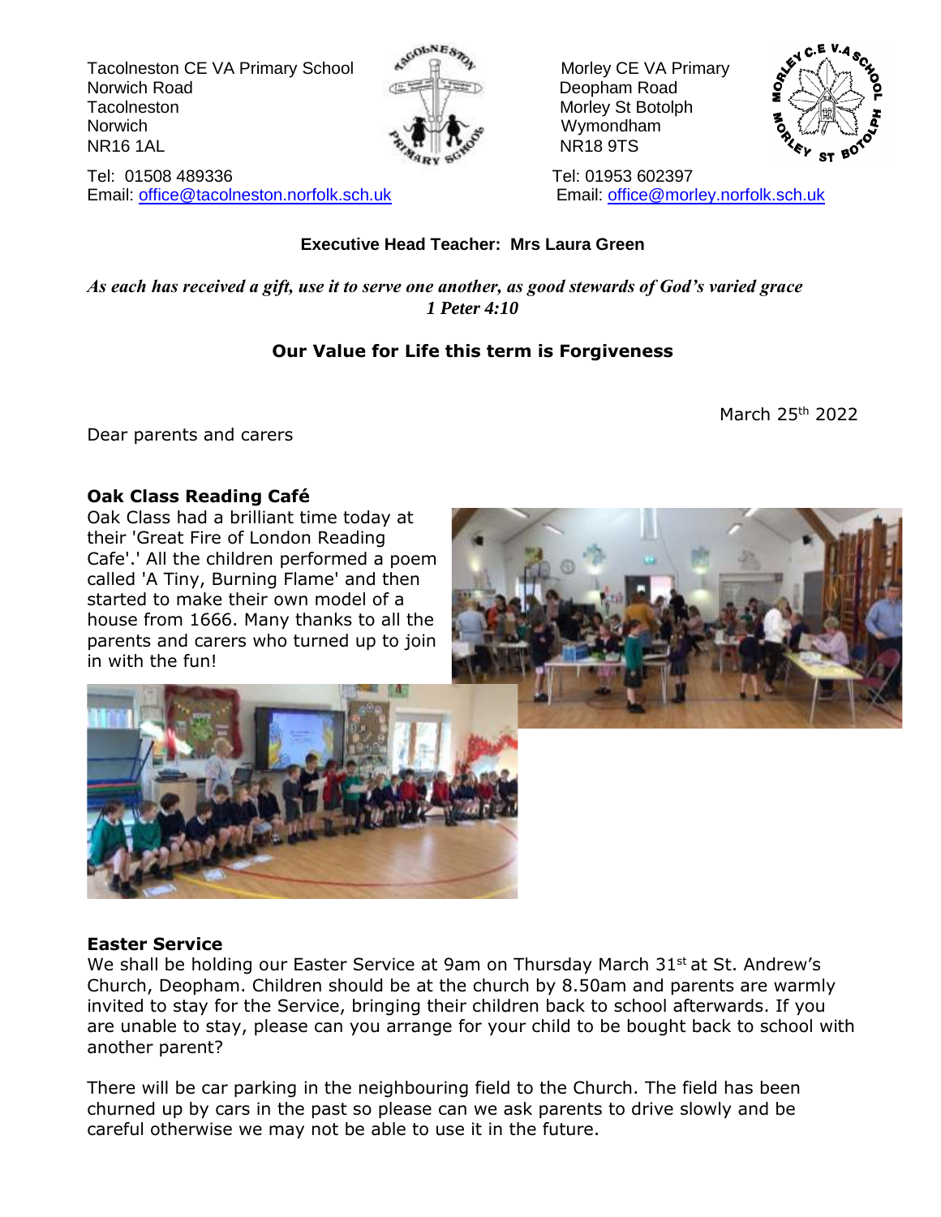Tacolneston CE VA Primary School
Norwich Road
Tacolneston
Norwich
NR16 1AL

Tel: 01508 489336
Email: office@tacolneston.norfolk.sch.uk

Morley CE VA Primary
Deopham Road
Morley St Botolph
Wymondham
NR18 9TS

Tel: 01953 602397
Email: office@morley.norfolk.sch.uk

**Executive Head Teacher: Mrs Laura Green**

***As each has received a gift, use it to serve one another, as good stewards of God's varied grace***
***1 Peter 4:10***

**Our Value for Life this term is Forgiveness**

March 25th 2022

Dear parents and carers

**Oak Class Reading Café**

Oak Class had a brilliant time today at their 'Great Fire of London Reading Cafe'.' All the children performed a poem called 'A Tiny, Burning Flame' and then started to make their own model of a house from 1666. Many thanks to all the parents and carers who turned up to join in with the fun!

**Easter Service**

We shall be holding our Easter Service at 9am on Thursday March 31st at St. Andrew's Church, Deopham. Children should be at the church by 8.50am and parents are warmly invited to stay for the Service, bringing their children back to school afterwards. If you are unable to stay, please can you arrange for your child to be bought back to school with another parent?

There will be car parking in the neighbouring field to the Church. The field has been churned up by cars in the past so please can we ask parents to drive slowly and be careful otherwise we may not be able to use it in the future.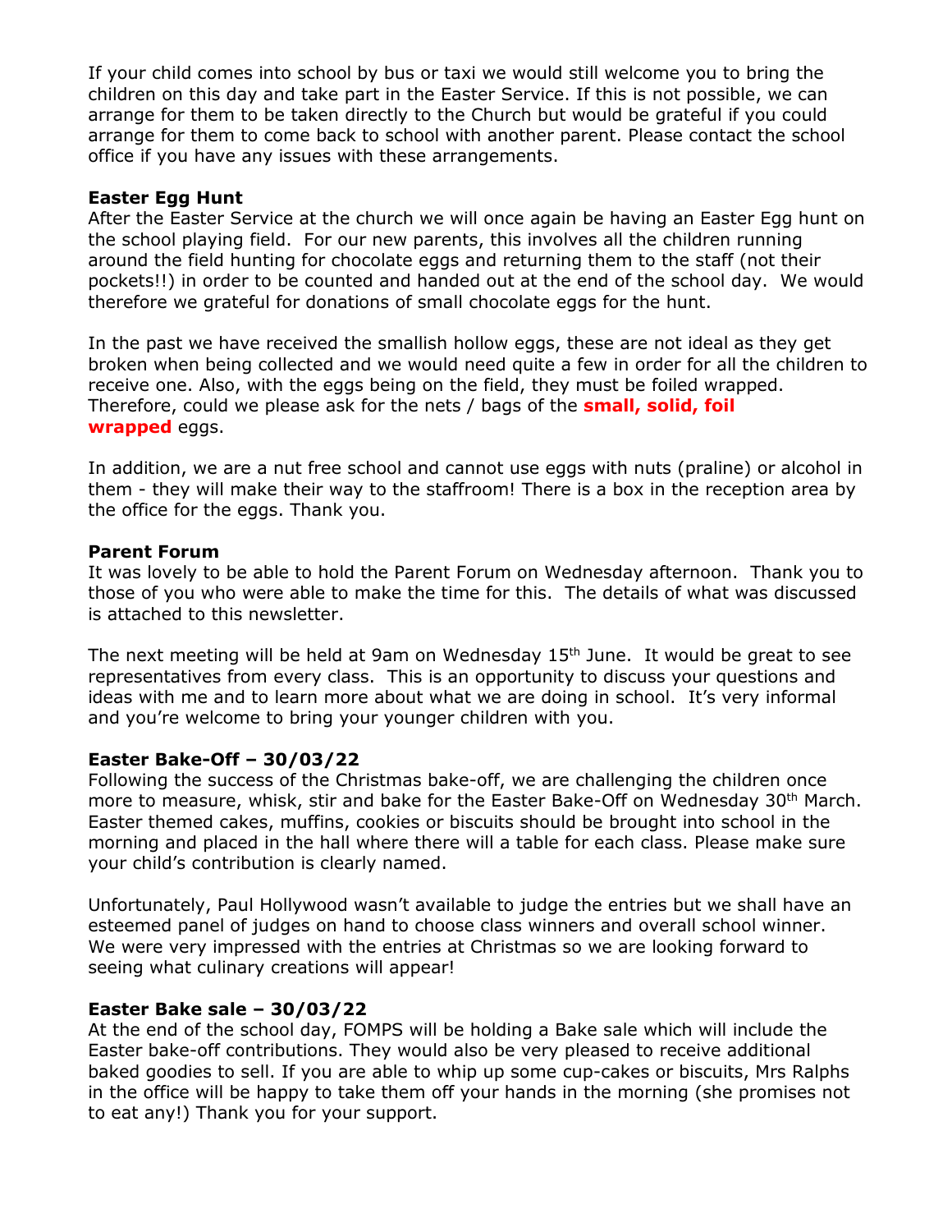If your child comes into school by bus or taxi we would still welcome you to bring the children on this day and take part in the Easter Service. If this is not possible, we can arrange for them to be taken directly to the Church but would be grateful if you could arrange for them to come back to school with another parent. Please contact the school office if you have any issues with these arrangements.

**Easter Egg Hunt**
After the Easter Service at the church we will once again be having an Easter Egg hunt on the school playing field. For our new parents, this involves all the children running around the field hunting for chocolate eggs and returning them to the staff (not their pockets!!) in order to be counted and handed out at the end of the school day. We would therefore we grateful for donations of small chocolate eggs for the hunt.

In the past we have received the smallish hollow eggs, these are not ideal as they get broken when being collected and we would need quite a few in order for all the children to receive one. Also, with the eggs being on the field, they must be foiled wrapped. Therefore, could we please ask for the nets / bags of the **small, solid, foil wrapped** eggs.

In addition, we are a nut free school and cannot use eggs with nuts (praline) or alcohol in them - they will make their way to the staffroom! There is a box in the reception area by the office for the eggs. Thank you.

**Parent Forum**
It was lovely to be able to hold the Parent Forum on Wednesday afternoon. Thank you to those of you who were able to make the time for this. The details of what was discussed is attached to this newsletter.

The next meeting will be held at 9am on Wednesday 15th June. It would be great to see representatives from every class. This is an opportunity to discuss your questions and ideas with me and to learn more about what we are doing in school. It's very informal and you're welcome to bring your younger children with you.

**Easter Bake-Off – 30/03/22**
Following the success of the Christmas bake-off, we are challenging the children once more to measure, whisk, stir and bake for the Easter Bake-Off on Wednesday 30th March. Easter themed cakes, muffins, cookies or biscuits should be brought into school in the morning and placed in the hall where there will a table for each class. Please make sure your child's contribution is clearly named.

Unfortunately, Paul Hollywood wasn't available to judge the entries but we shall have an esteemed panel of judges on hand to choose class winners and overall school winner. We were very impressed with the entries at Christmas so we are looking forward to seeing what culinary creations will appear!

**Easter Bake sale – 30/03/22**
At the end of the school day, FOMPS will be holding a Bake sale which will include the Easter bake-off contributions. They would also be very pleased to receive additional baked goodies to sell. If you are able to whip up some cup-cakes or biscuits, Mrs Ralphs in the office will be happy to take them off your hands in the morning (she promises not to eat any!) Thank you for your support.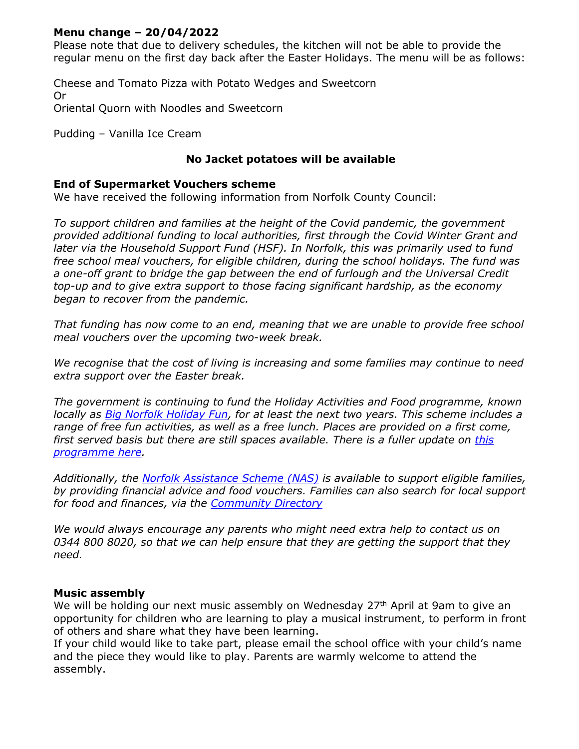**Menu change – 20/04/2022**

Please note that due to delivery schedules, the kitchen will not be able to provide the regular menu on the first day back after the Easter Holidays. The menu will be as follows:

Cheese and Tomato Pizza with Potato Wedges and Sweetcorn
Or
Oriental Quorn with Noodles and Sweetcorn

Pudding – Vanilla Ice Cream

**No Jacket potatoes will be available**

**End of Supermarket Vouchers scheme**

We have received the following information from Norfolk County Council:

*To support children and families at the height of the Covid pandemic, the government provided additional funding to local authorities, first through the Covid Winter Grant and later via the Household Support Fund (HSF). In Norfolk, this was primarily used to fund free school meal vouchers, for eligible children, during the school holidays. The fund was a one-off grant to bridge the gap between the end of furlough and the Universal Credit top-up and to give extra support to those facing significant hardship, as the economy began to recover from the pandemic.*

*That funding has now come to an end, meaning that we are unable to provide free school meal vouchers over the upcoming two-week break.*

*We recognise that the cost of living is increasing and some families may continue to need extra support over the Easter break.*

*The government is continuing to fund the Holiday Activities and Food programme, known locally as Big Norfolk Holiday Fun, for at least the next two years. This scheme includes a range of free fun activities, as well as a free lunch. Places are provided on a first come, first served basis but there are still spaces available. There is a fuller update on this programme here.*

*Additionally, the Norfolk Assistance Scheme (NAS) is available to support eligible families, by providing financial advice and food vouchers. Families can also search for local support for food and finances, via the Community Directory*

*We would always encourage any parents who might need extra help to contact us on 0344 800 8020, so that we can help ensure that they are getting the support that they need.*

**Music assembly**

We will be holding our next music assembly on Wednesday 27th April at 9am to give an opportunity for children who are learning to play a musical instrument, to perform in front of others and share what they have been learning.
If your child would like to take part, please email the school office with your child's name and the piece they would like to play. Parents are warmly welcome to attend the assembly.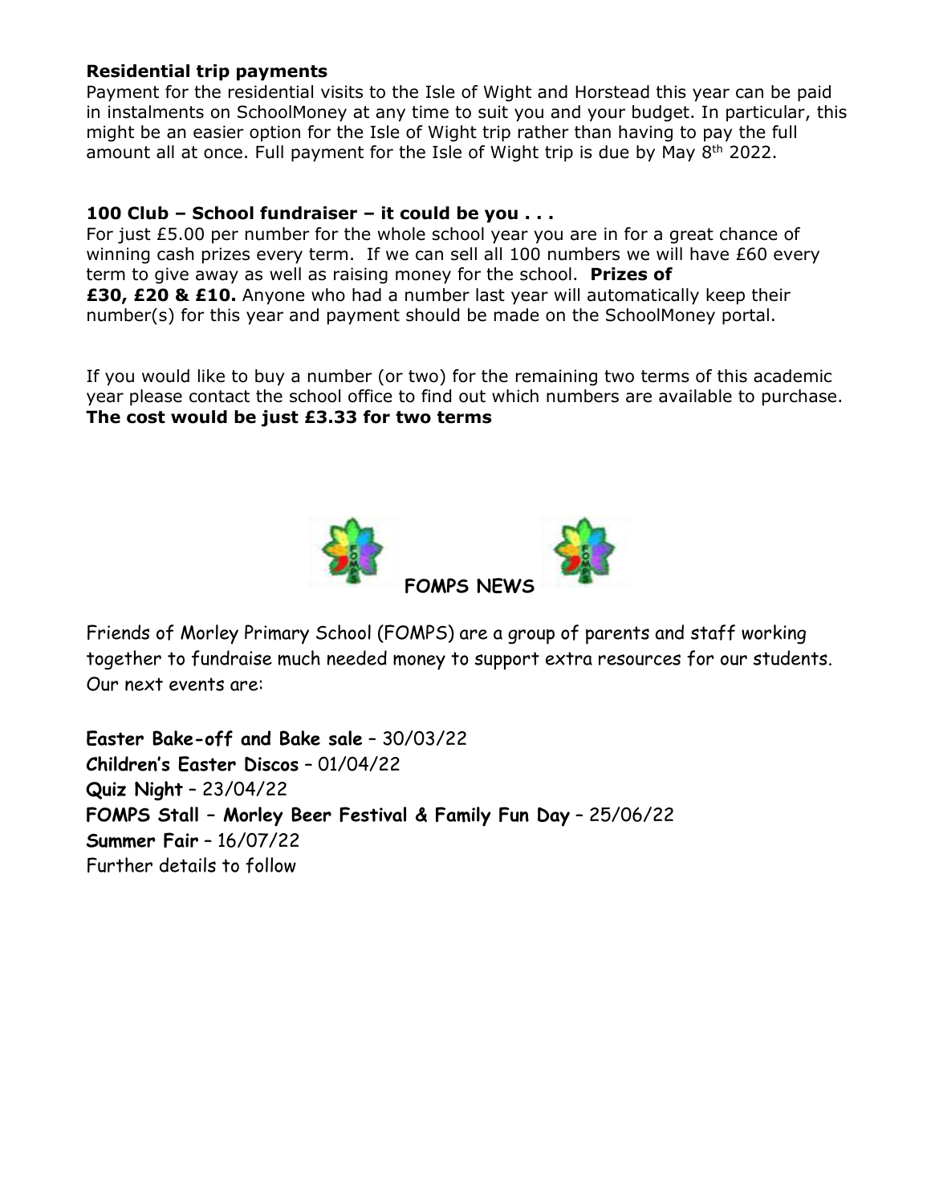**Residential trip payments**

Payment for the residential visits to the Isle of Wight and Horstead this year can be paid in instalments on SchoolMoney at any time to suit you and your budget. In particular, this might be an easier option for the Isle of Wight trip rather than having to pay the full amount all at once. Full payment for the Isle of Wight trip is due by May 8th 2022.

**100 Club – School fundraiser – it could be you . . .**

For just £5.00 per number for the whole school year you are in for a great chance of winning cash prizes every term. If we can sell all 100 numbers we will have £60 every term to give away as well as raising money for the school. **Prizes of £30, £20 & £10.** Anyone who had a number last year will automatically keep their number(s) for this year and payment should be made on the SchoolMoney portal.

If you would like to buy a number (or two) for the remaining two terms of this academic year please contact the school office to find out which numbers are available to purchase. **The cost would be just £3.33 for two terms**

**FOMPS NEWS**

Friends of Morley Primary School (FOMPS) are a group of parents and staff working together to fundraise much needed money to support extra resources for our students. Our next events are:

**Easter Bake-off and Bake sale** – 30/03/22
**Children's Easter Discos** – 01/04/22
**Quiz Night** – 23/04/22
**FOMPS Stall – Morley Beer Festival & Family Fun Day** – 25/06/22
**Summer Fair** – 16/07/22
Further details to follow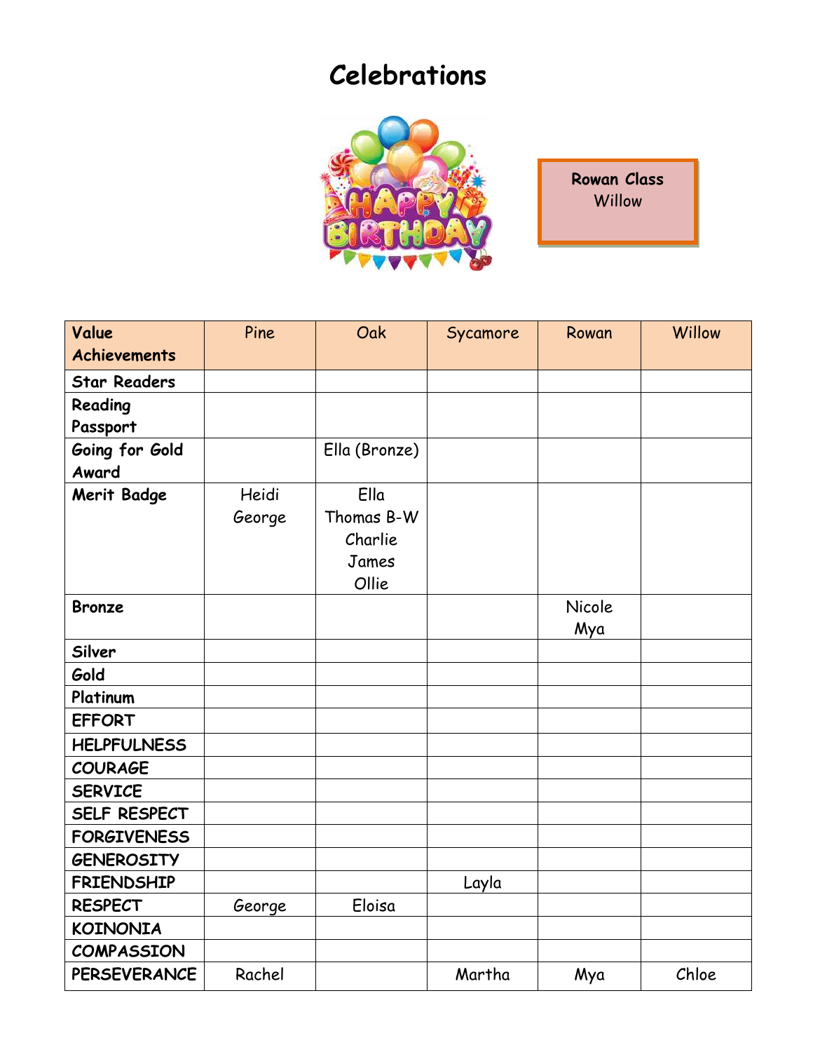# Celebrations

**Rowan Class**
Willow

| Value Achievements | Pine | Oak | Sycamore | Rowan | Willow |
|---|---|---|---|---|---|
| **Star Readers** | | | | | |
| **Reading Passport** | | | | | |
| **Going for Gold Award** | | Ella (Bronze) | | | |
| **Merit Badge** | Heidi<br>George | Ella<br>Thomas B-W<br>Charlie<br>James<br>Ollie | | | |
| **Bronze** | | | | Nicole<br>Mya | |
| **Silver** | | | | | |
| **Gold** | | | | | |
| **Platinum** | | | | | |
| **EFFORT** | | | | | |
| **HELPFULNESS** | | | | | |
| **COURAGE** | | | | | |
| **SERVICE** | | | | | |
| **SELF RESPECT** | | | | | |
| **FORGIVENESS** | | | | | |
| **GENEROSITY** | | | | | |
| **FRIENDSHIP** | | | Layla | | |
| **RESPECT** | George | Eloisa | | | |
| **KOINONIA** | | | | | |
| **COMPASSION** | | | | | |
| **PERSEVERANCE** | Rachel | | Martha | Mya | Chloe |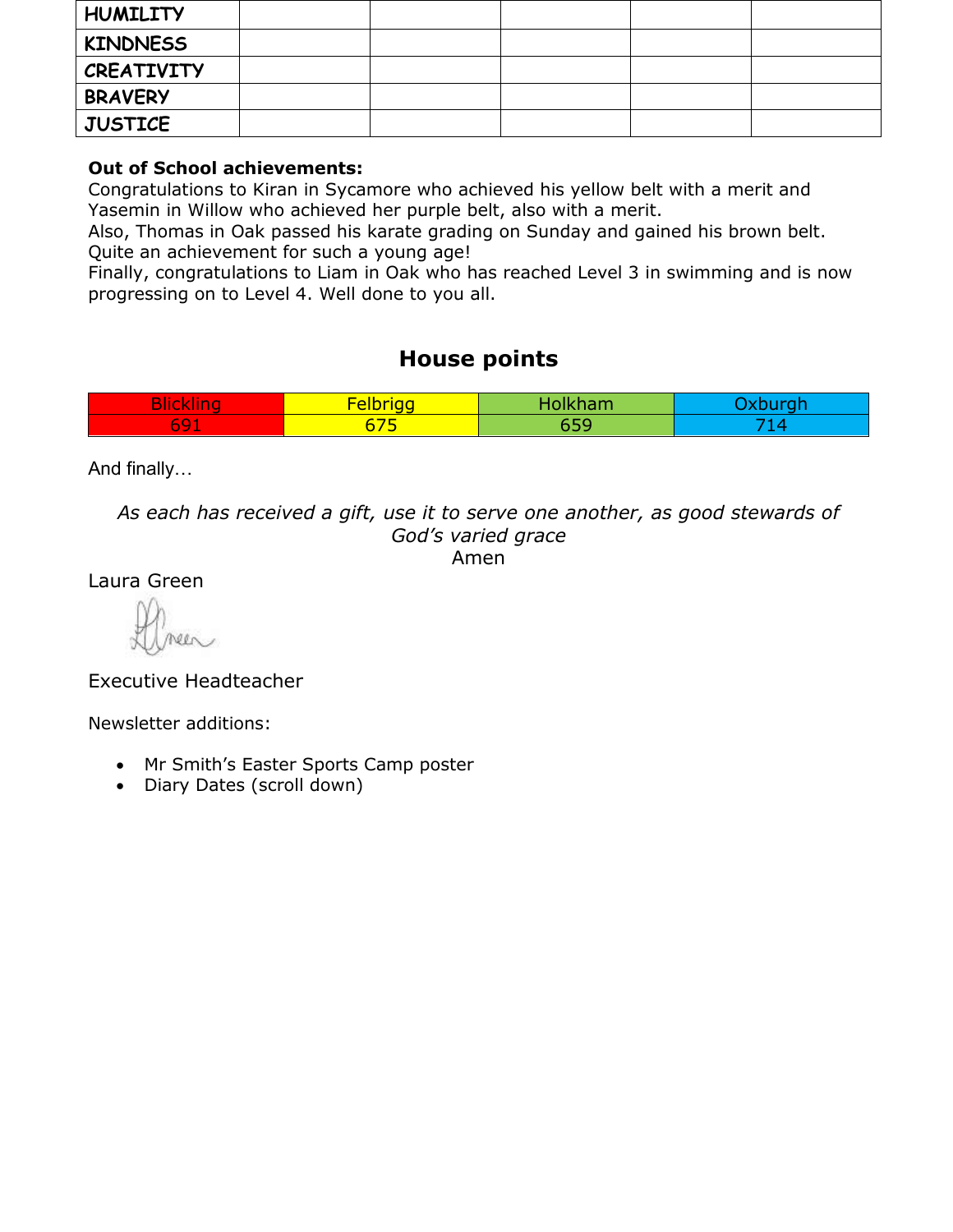| HUMILITY | | | | | |
|---|---|---|---|---|---|
| KINDNESS | | | | | |
| CREATIVITY | | | | | |
| BRAVERY | | | | | |
| JUSTICE | | | | | |

**Out of School achievements:**
Congratulations to Kiran in Sycamore who achieved his yellow belt with a merit and Yasemin in Willow who achieved her purple belt, also with a merit.
Also, Thomas in Oak passed his karate grading on Sunday and gained his brown belt. Quite an achievement for such a young age!
Finally, congratulations to Liam in Oak who has reached Level 3 in swimming and is now progressing on to Level 4. Well done to you all.

## House points

| Blickling | Felbrigg | Holkham | Oxburgh |
|---|---|---|---|
| 691 | 675 | 659 | 714 |

And finally…

*As each has received a gift, use it to serve one another, as good stewards of God's varied grace*
Amen

Laura Green

Executive Headteacher

Newsletter additions:

- Mr Smith's Easter Sports Camp poster
- Diary Dates (scroll down)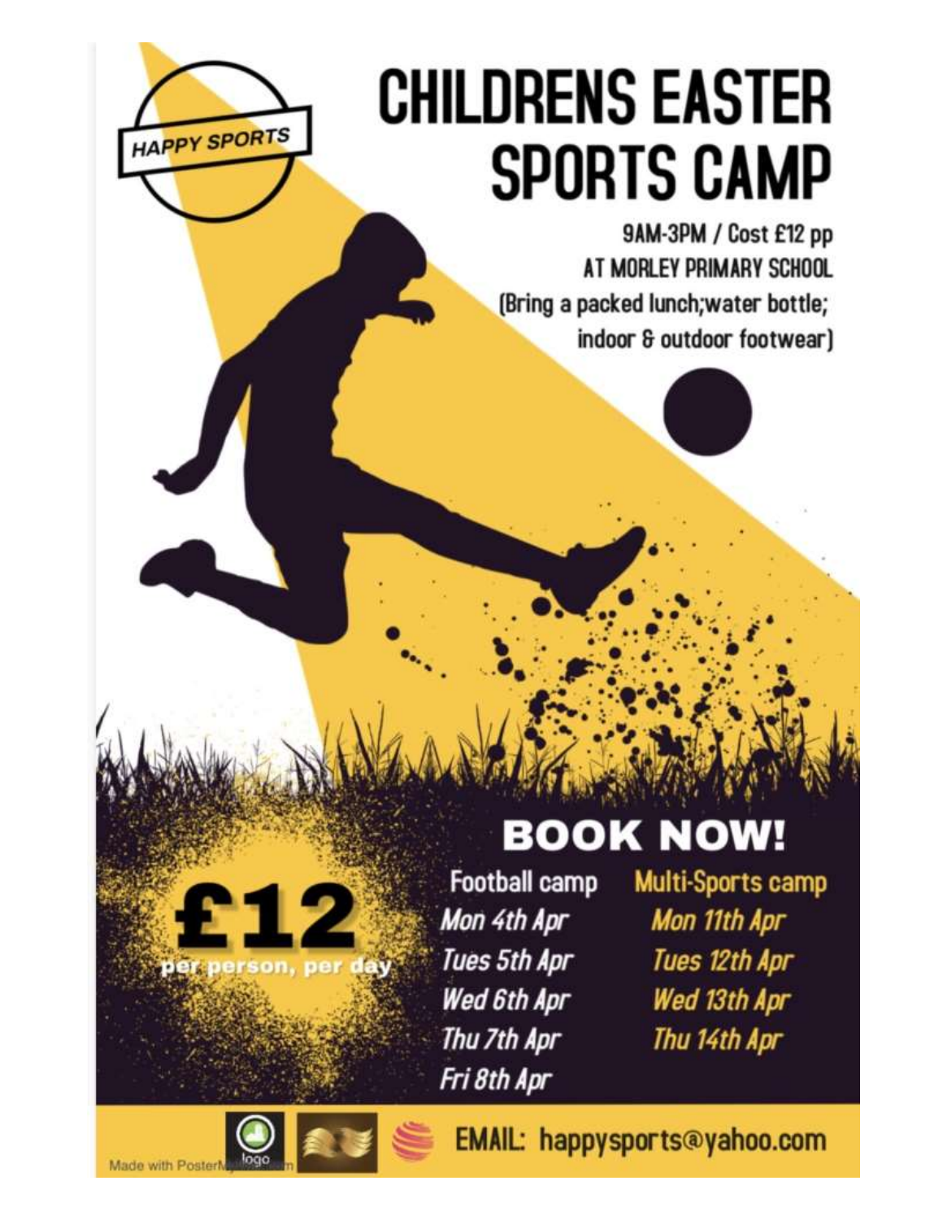HAPPY SPORTS

# CHILDRENS EASTER SPORTS CAMP

9AM-3PM / Cost £12 pp
AT MORLEY PRIMARY SCHOOL
(Bring a packed lunch;water bottle; indoor & outdoor footwear)

## BOOK NOW!

**£12**
per person, per day

| Football camp | Multi-Sports camp |
|---|---|
| *Mon 4th Apr* | *Mon 11th Apr* |
| *Tues 5th Apr* | *Tues 12th Apr* |
| *Wed 6th Apr* | *Wed 13th Apr* |
| *Thu 7th Apr* | *Thu 14th Apr* |
| *Fri 8th Apr* | |

EMAIL: happysports@yahoo.com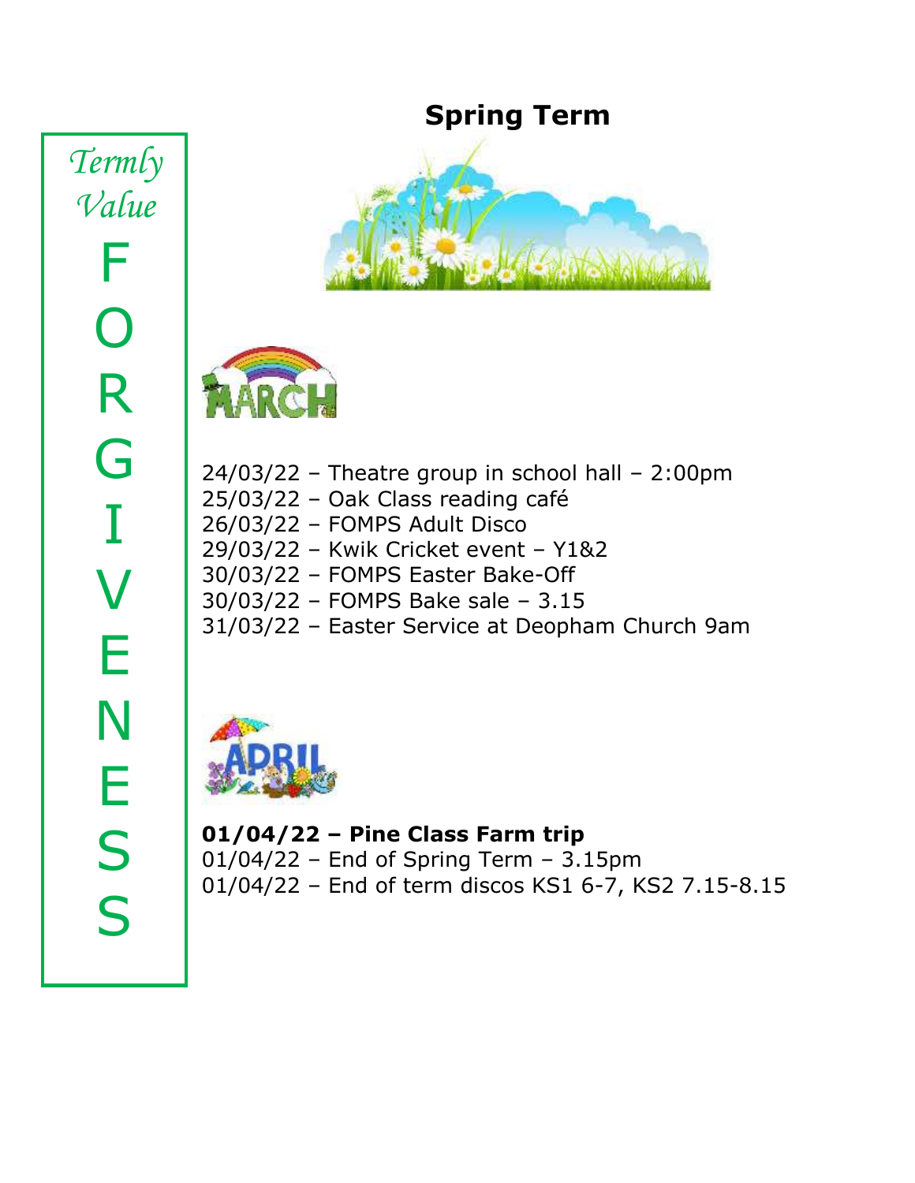*Termly Value*

FORGIVENESS

# Spring Term

MARCH

24/03/22 – Theatre group in school hall – 2:00pm
25/03/22 – Oak Class reading café
26/03/22 – FOMPS Adult Disco
29/03/22 – Kwik Cricket event – Y1&2
30/03/22 – FOMPS Easter Bake-Off
30/03/22 – FOMPS Bake sale – 3.15
31/03/22 – Easter Service at Deopham Church 9am

APRIL

**01/04/22 – Pine Class Farm trip**
01/04/22 – End of Spring Term – 3.15pm
01/04/22 – End of term discos KS1 6-7, KS2 7.15-8.15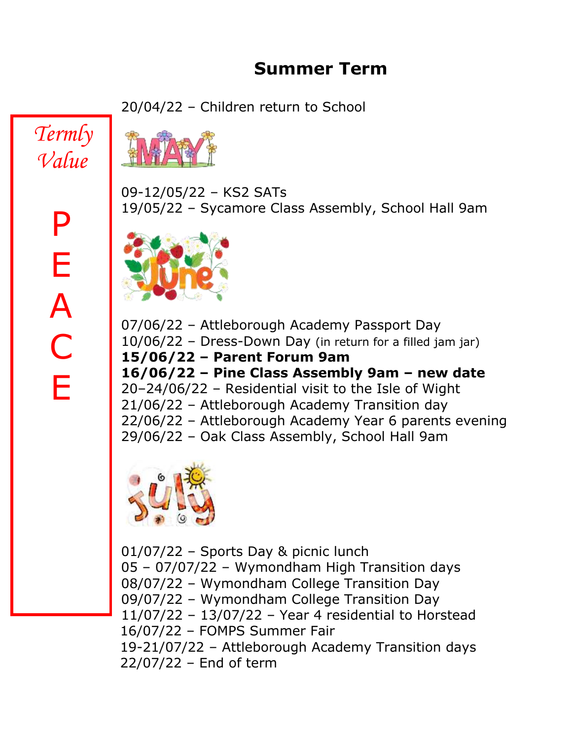# Summer Term

*Termly Value*

P
E
A
C
E

20/04/22 – Children return to School

MAY

09-12/05/22 – KS2 SATs
19/05/22 – Sycamore Class Assembly, School Hall 9am

June

07/06/22 – Attleborough Academy Passport Day
10/06/22 – Dress-Down Day (in return for a filled jam jar)
**15/06/22 – Parent Forum 9am**
**16/06/22 – Pine Class Assembly 9am – new date**
20–24/06/22 – Residential visit to the Isle of Wight
21/06/22 – Attleborough Academy Transition day
22/06/22 – Attleborough Academy Year 6 parents evening
29/06/22 – Oak Class Assembly, School Hall 9am

July

01/07/22 – Sports Day & picnic lunch
05 – 07/07/22 – Wymondham High Transition days
08/07/22 – Wymondham College Transition Day
09/07/22 – Wymondham College Transition Day
11/07/22 – 13/07/22 – Year 4 residential to Horstead
16/07/22 – FOMPS Summer Fair
19-21/07/22 – Attleborough Academy Transition days
22/07/22 – End of term